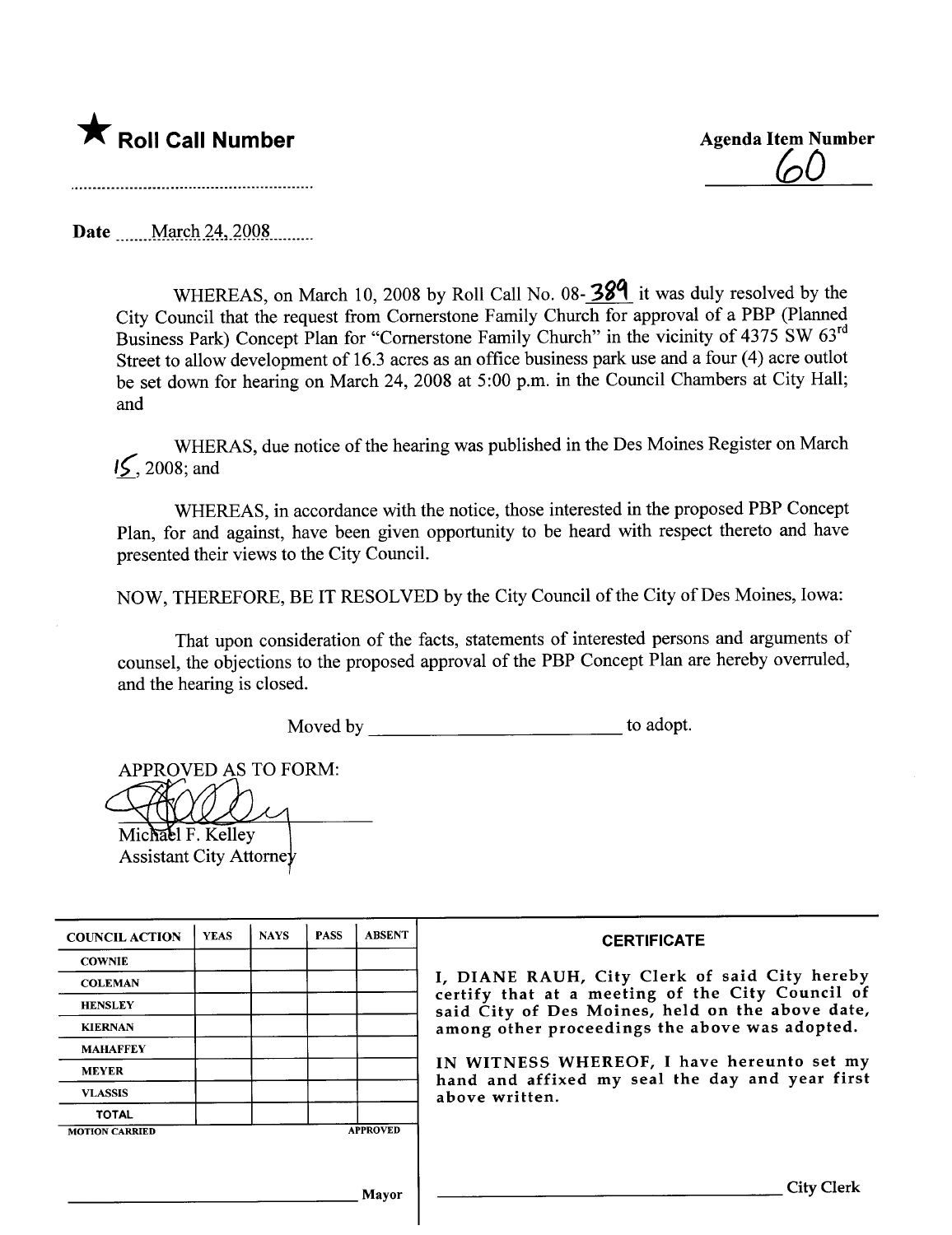★ **Roll Call Number**

**Agenda Item Number**

60

Date March 24, 2008

WHEREAS, on March 10, 2008 by Roll Call No. 08-389 it was duly resolved by the City Council that the request from Cornerstone Family Church for approval of a PBP (Planned Business Park) Concept Plan for "Cornerstone Family Church" in the vicinity of 4375 SW 63rd Street to allow development of 16.3 acres as an office business park use and a four (4) acre outlot be set down for hearing on March 24, 2008 at 5:00 p.m. in the Council Chambers at City Hall; and

WHERAS, due notice of the hearing was published in the Des Moines Register on March 15, 2008; and

WHEREAS, in accordance with the notice, those interested in the proposed PBP Concept Plan, for and against, have been given opportunity to be heard with respect thereto and have presented their views to the City Council.

NOW, THEREFORE, BE IT RESOLVED by the City Council of the City of Des Moines, Iowa:

That upon consideration of the facts, statements of interested persons and arguments of counsel, the objections to the proposed approval of the PBP Concept Plan are hereby overruled, and the hearing is closed.

Moved by ________________________ to adopt.

APPROVED AS TO FORM:

Michael F. Kelley
Assistant City Attorney

| COUNCIL ACTION | YEAS | NAYS | PASS | ABSENT |
|---|---|---|---|---|
| COWNIE | | | | |
| COLEMAN | | | | |
| HENSLEY | | | | |
| KIERNAN | | | | |
| MAHAFFEY | | | | |
| MEYER | | | | |
| VLASSIS | | | | |
| TOTAL | | | | |
| MOTION CARRIED | | | | APPROVED |

________________________ Mayor

**CERTIFICATE**

I, DIANE RAUH, City Clerk of said City hereby certify that at a meeting of the City Council of said City of Des Moines, held on the above date, among other proceedings the above was adopted.

IN WITNESS WHEREOF, I have hereunto set my hand and affixed my seal the day and year first above written.

________________________ City Clerk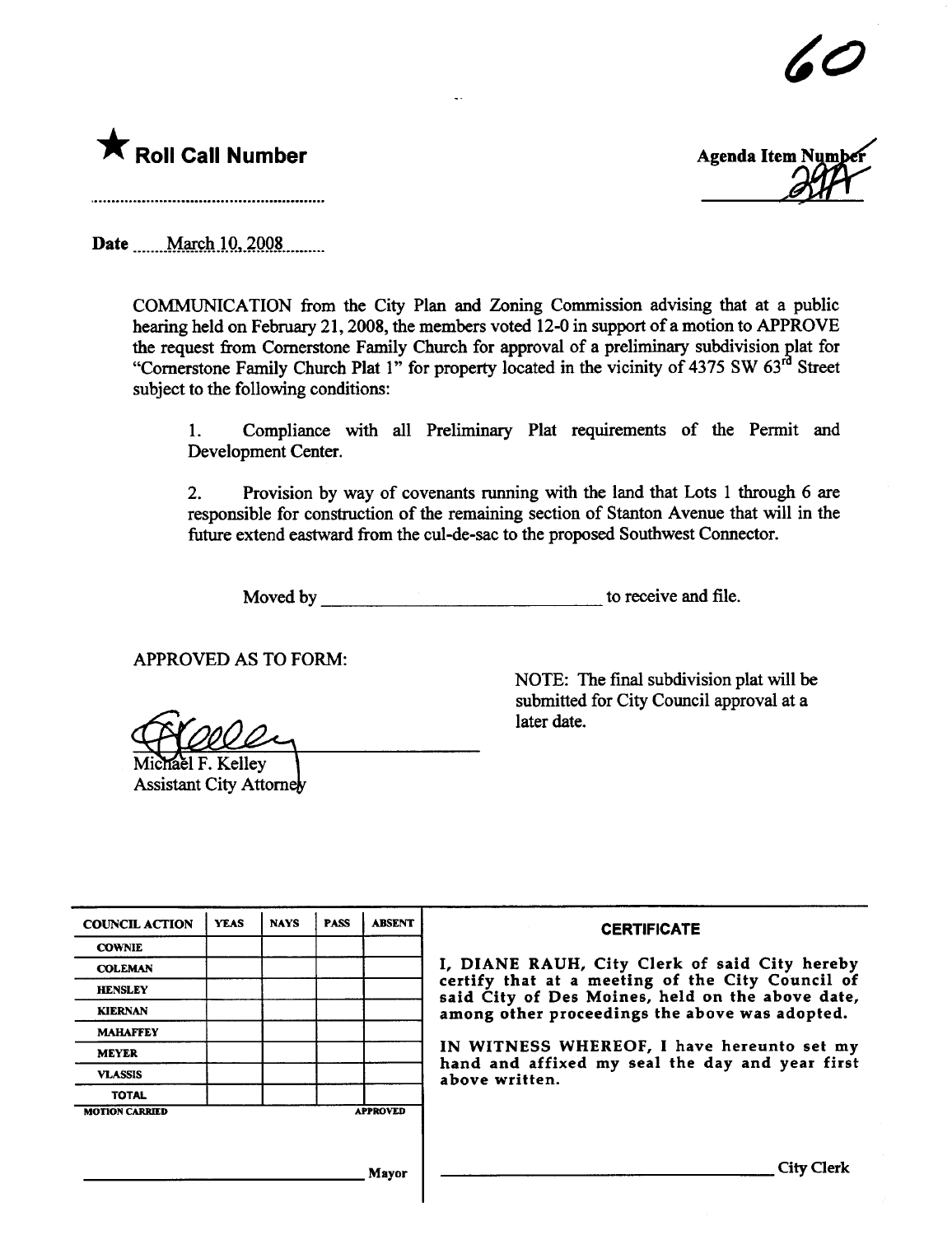60

★ **Roll Call Number**

**Agenda Item Number**
29A

Date March 10, 2008

COMMUNICATION from the City Plan and Zoning Commission advising that at a public hearing held on February 21, 2008, the members voted 12-0 in support of a motion to APPROVE the request from Cornerstone Family Church for approval of a preliminary subdivision plat for "Cornerstone Family Church Plat 1" for property located in the vicinity of 4375 SW 63rd Street subject to the following conditions:

1. Compliance with all Preliminary Plat requirements of the Permit and Development Center.

2. Provision by way of covenants running with the land that Lots 1 through 6 are responsible for construction of the remaining section of Stanton Avenue that will in the future extend eastward from the cul-de-sac to the proposed Southwest Connector.

Moved by ______________________________ to receive and file.

APPROVED AS TO FORM:

Michael F. Kelley
Assistant City Attorney

NOTE: The final subdivision plat will be submitted for City Council approval at a later date.

| COUNCIL ACTION | YEAS | NAYS | PASS | ABSENT |
|---|---|---|---|---|
| COWNIE | | | | |
| COLEMAN | | | | |
| HENSLEY | | | | |
| KIERNAN | | | | |
| MAHAFFEY | | | | |
| MEYER | | | | |
| VLASSIS | | | | |
| TOTAL | | | | |

MOTION CARRIED APPROVED

______________________________ Mayor

**CERTIFICATE**

I, DIANE RAUH, City Clerk of said City hereby certify that at a meeting of the City Council of said City of Des Moines, held on the above date, among other proceedings the above was adopted.

IN WITNESS WHEREOF, I have hereunto set my hand and affixed my seal the day and year first above written.

______________________________ City Clerk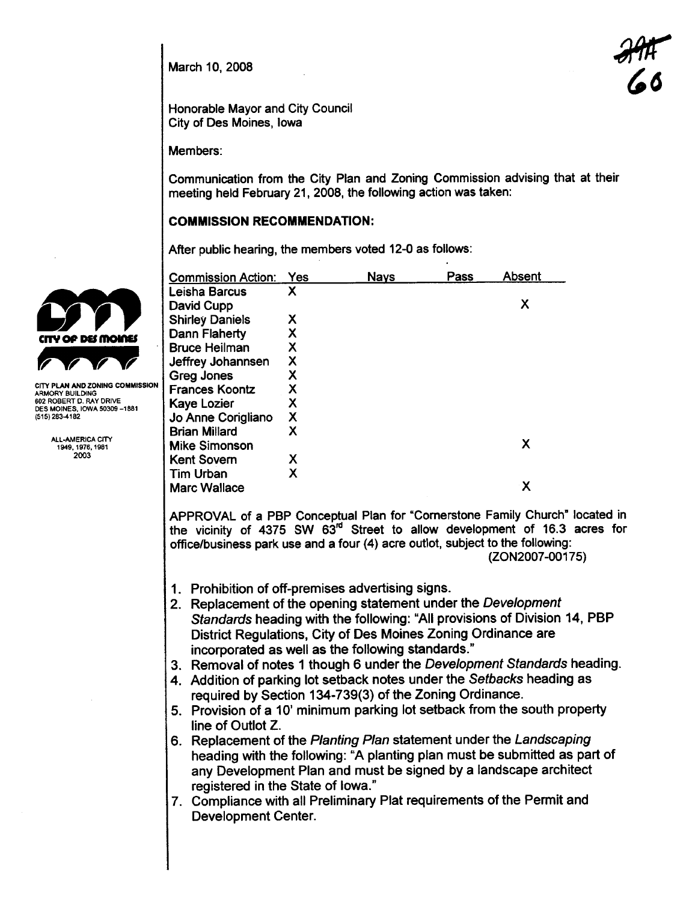March 10, 2008

Honorable Mayor and City Council
City of Des Moines, Iowa

Members:

Communication from the City Plan and Zoning Commission advising that at their meeting held February 21, 2008, the following action was taken:

**COMMISSION RECOMMENDATION:**

After public hearing, the members voted 12-0 as follows:

| Commission Action: | Yes | Nays | Pass | Absent |
|---|---|---|---|---|
| Leisha Barcus | X | | | |
| David Cupp | | | | X |
| Shirley Daniels | X | | | |
| Dann Flaherty | X | | | |
| Bruce Heilman | X | | | |
| Jeffrey Johannsen | X | | | |
| Greg Jones | X | | | |
| Frances Koontz | X | | | |
| Kaye Lozier | X | | | |
| Jo Anne Corigliano | X | | | |
| Brian Millard | X | | | |
| Mike Simonson | | | | X |
| Kent Sovern | X | | | |
| Tim Urban | X | | | |
| Marc Wallace | | | | X |

APPROVAL of a PBP Conceptual Plan for "Cornerstone Family Church" located in the vicinity of 4375 SW 63rd Street to allow development of 16.3 acres for office/business park use and a four (4) acre outlot, subject to the following: (ZON2007-00175)

1. Prohibition of off-premises advertising signs.
2. Replacement of the opening statement under the *Development Standards* heading with the following: "All provisions of Division 14, PBP District Regulations, City of Des Moines Zoning Ordinance are incorporated as well as the following standards."
3. Removal of notes 1 though 6 under the *Development Standards* heading.
4. Addition of parking lot setback notes under the *Setbacks* heading as required by Section 134-739(3) of the Zoning Ordinance.
5. Provision of a 10' minimum parking lot setback from the south property line of Outlot Z.
6. Replacement of the *Planting Plan* statement under the *Landscaping* heading with the following: "A planting plan must be submitted as part of any Development Plan and must be signed by a landscape architect registered in the State of Iowa."
7. Compliance with all Preliminary Plat requirements of the Permit and Development Center.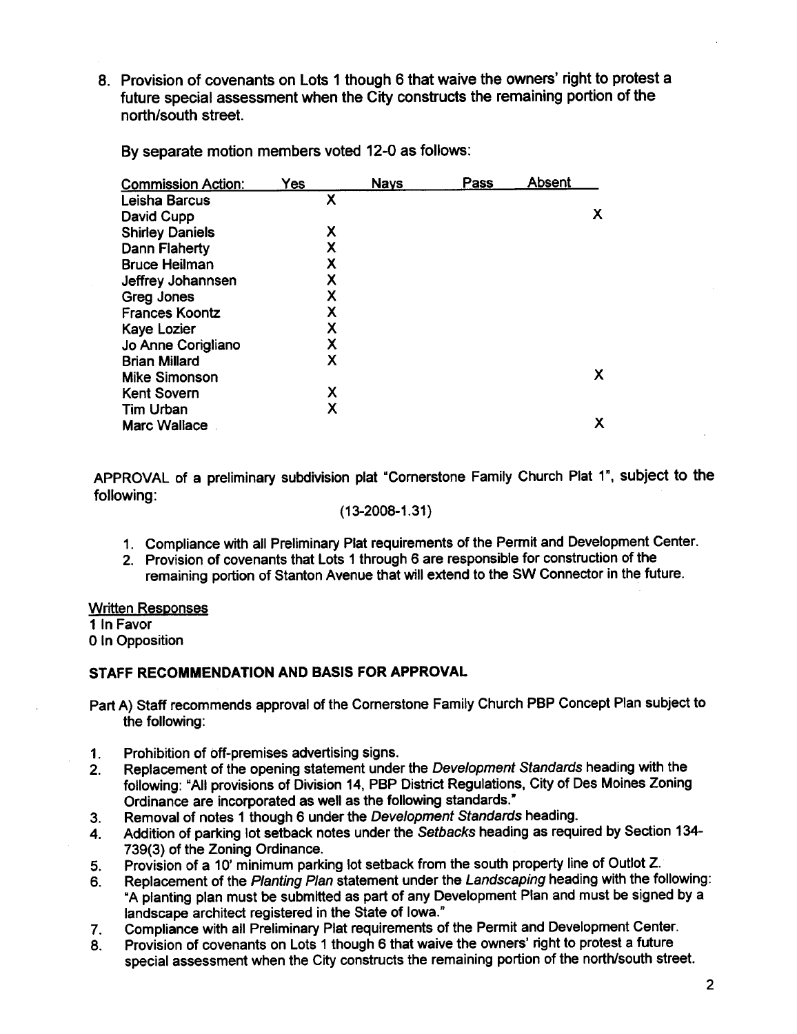8. Provision of covenants on Lots 1 though 6 that waive the owners' right to protest a future special assessment when the City constructs the remaining portion of the north/south street.

By separate motion members voted 12-0 as follows:

| Commission Action: | Yes | Nays | Pass | Absent |
|---|---|---|---|---|
| Leisha Barcus | X | | | |
| David Cupp | | | | X |
| Shirley Daniels | X | | | |
| Dann Flaherty | X | | | |
| Bruce Heilman | X | | | |
| Jeffrey Johannsen | X | | | |
| Greg Jones | X | | | |
| Frances Koontz | X | | | |
| Kaye Lozier | X | | | |
| Jo Anne Corigliano | X | | | |
| Brian Millard | X | | | |
| Mike Simonson | | | | X |
| Kent Sovern | X | | | |
| Tim Urban | X | | | |
| Marc Wallace | | | | X |

APPROVAL of a preliminary subdivision plat "Cornerstone Family Church Plat 1", subject to the following:

(13-2008-1.31)

1. Compliance with all Preliminary Plat requirements of the Permit and Development Center.
2. Provision of covenants that Lots 1 through 6 are responsible for construction of the remaining portion of Stanton Avenue that will extend to the SW Connector in the future.

Written Responses
1 In Favor
0 In Opposition

**STAFF RECOMMENDATION AND BASIS FOR APPROVAL**

Part A) Staff recommends approval of the Cornerstone Family Church PBP Concept Plan subject to the following:

1. Prohibition of off-premises advertising signs.
2. Replacement of the opening statement under the *Development Standards* heading with the following: "All provisions of Division 14, PBP District Regulations, City of Des Moines Zoning Ordinance are incorporated as well as the following standards."
3. Removal of notes 1 though 6 under the *Development Standards* heading.
4. Addition of parking lot setback notes under the *Setbacks* heading as required by Section 134-739(3) of the Zoning Ordinance.
5. Provision of a 10' minimum parking lot setback from the south property line of Outlot Z.
6. Replacement of the *Planting Plan* statement under the *Landscaping* heading with the following: "A planting plan must be submitted as part of any Development Plan and must be signed by a landscape architect registered in the State of Iowa."
7. Compliance with all Preliminary Plat requirements of the Permit and Development Center.
8. Provision of covenants on Lots 1 though 6 that waive the owners' right to protest a future special assessment when the City constructs the remaining portion of the north/south street.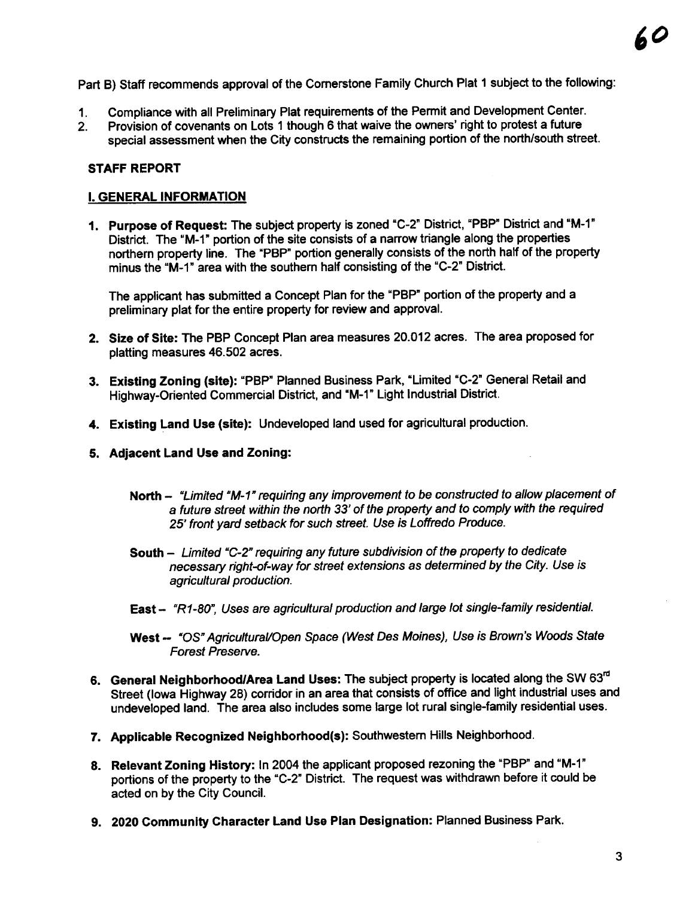Part B) Staff recommends approval of the Cornerstone Family Church Plat 1 subject to the following:

1. Compliance with all Preliminary Plat requirements of the Permit and Development Center.
2. Provision of covenants on Lots 1 though 6 that waive the owners' right to protest a future special assessment when the City constructs the remaining portion of the north/south street.

## STAFF REPORT

### I. GENERAL INFORMATION

1. **Purpose of Request:** The subject property is zoned "C-2" District, "PBP" District and "M-1" District. The "M-1" portion of the site consists of a narrow triangle along the properties northern property line. The "PBP" portion generally consists of the north half of the property minus the "M-1" area with the southern half consisting of the "C-2" District.

   The applicant has submitted a Concept Plan for the "PBP" portion of the property and a preliminary plat for the entire property for review and approval.

2. **Size of Site:** The PBP Concept Plan area measures 20.012 acres. The area proposed for platting measures 46.502 acres.

3. **Existing Zoning (site):** "PBP" Planned Business Park, "Limited "C-2" General Retail and Highway-Oriented Commercial District, and "M-1" Light Industrial District.

4. **Existing Land Use (site):** Undeveloped land used for agricultural production.

5. **Adjacent Land Use and Zoning:**

   **North –** *"Limited "M-1" requiring any improvement to be constructed to allow placement of a future street within the north 33' of the property and to comply with the required 25' front yard setback for such street. Use is Loffredo Produce.*

   **South –** *Limited "C-2" requiring any future subdivision of the property to dedicate necessary right-of-way for street extensions as determined by the City. Use is agricultural production.*

   **East –** *"R1-80", Uses are agricultural production and large lot single-family residential.*

   **West –** *"OS" Agricultural/Open Space (West Des Moines), Use is Brown's Woods State Forest Preserve.*

6. **General Neighborhood/Area Land Uses:** The subject property is located along the SW 63rd Street (Iowa Highway 28) corridor in an area that consists of office and light industrial uses and undeveloped land. The area also includes some large lot rural single-family residential uses.

7. **Applicable Recognized Neighborhood(s):** Southwestern Hills Neighborhood.

8. **Relevant Zoning History:** In 2004 the applicant proposed rezoning the "PBP" and "M-1" portions of the property to the "C-2" District. The request was withdrawn before it could be acted on by the City Council.

9. **2020 Community Character Land Use Plan Designation:** Planned Business Park.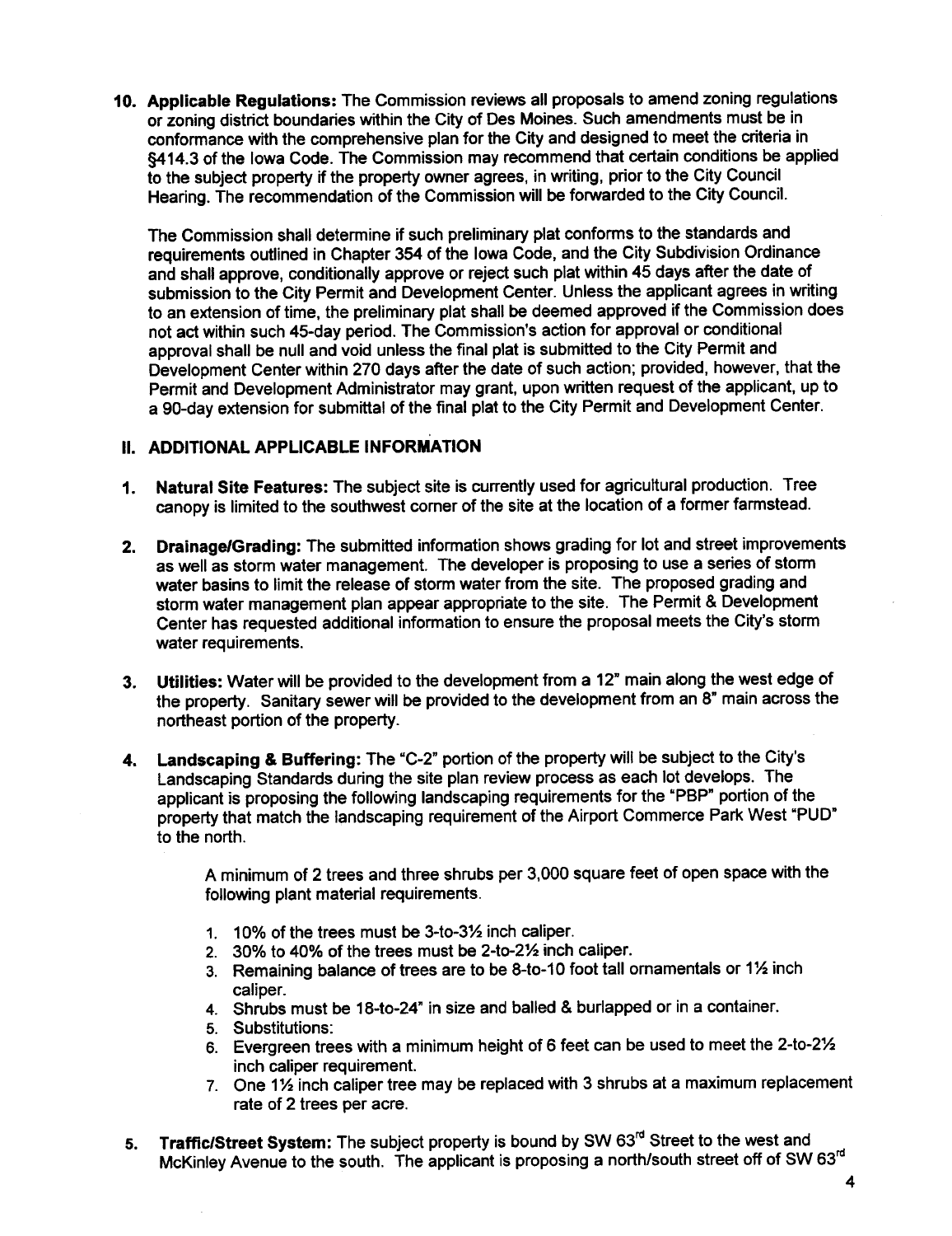**10. Applicable Regulations:** The Commission reviews all proposals to amend zoning regulations or zoning district boundaries within the City of Des Moines. Such amendments must be in conformance with the comprehensive plan for the City and designed to meet the criteria in §414.3 of the Iowa Code. The Commission may recommend that certain conditions be applied to the subject property if the property owner agrees, in writing, prior to the City Council Hearing. The recommendation of the Commission will be forwarded to the City Council.

The Commission shall determine if such preliminary plat conforms to the standards and requirements outlined in Chapter 354 of the Iowa Code, and the City Subdivision Ordinance and shall approve, conditionally approve or reject such plat within 45 days after the date of submission to the City Permit and Development Center. Unless the applicant agrees in writing to an extension of time, the preliminary plat shall be deemed approved if the Commission does not act within such 45-day period. The Commission's action for approval or conditional approval shall be null and void unless the final plat is submitted to the City Permit and Development Center within 270 days after the date of such action; provided, however, that the Permit and Development Administrator may grant, upon written request of the applicant, up to a 90-day extension for submittal of the final plat to the City Permit and Development Center.

## II. ADDITIONAL APPLICABLE INFORMATION

1. **Natural Site Features:** The subject site is currently used for agricultural production. Tree canopy is limited to the southwest corner of the site at the location of a former farmstead.

2. **Drainage/Grading:** The submitted information shows grading for lot and street improvements as well as storm water management. The developer is proposing to use a series of storm water basins to limit the release of storm water from the site. The proposed grading and storm water management plan appear appropriate to the site. The Permit & Development Center has requested additional information to ensure the proposal meets the City's storm water requirements.

3. **Utilities:** Water will be provided to the development from a 12" main along the west edge of the property. Sanitary sewer will be provided to the development from an 8" main across the northeast portion of the property.

4. **Landscaping & Buffering:** The "C-2" portion of the property will be subject to the City's Landscaping Standards during the site plan review process as each lot develops. The applicant is proposing the following landscaping requirements for the "PBP" portion of the property that match the landscaping requirement of the Airport Commerce Park West "PUD" to the north.

   A minimum of 2 trees and three shrubs per 3,000 square feet of open space with the following plant material requirements.

   1. 10% of the trees must be 3-to-3½ inch caliper.
   2. 30% to 40% of the trees must be 2-to-2½ inch caliper.
   3. Remaining balance of trees are to be 8-to-10 foot tall ornamentals or 1½ inch caliper.
   4. Shrubs must be 18-to-24" in size and balled & burlapped or in a container.
   5. Substitutions:
   6. Evergreen trees with a minimum height of 6 feet can be used to meet the 2-to-2½ inch caliper requirement.
   7. One 1½ inch caliper tree may be replaced with 3 shrubs at a maximum replacement rate of 2 trees per acre.

5. **Traffic/Street System:** The subject property is bound by SW 63rd Street to the west and McKinley Avenue to the south. The applicant is proposing a north/south street off of SW 63rd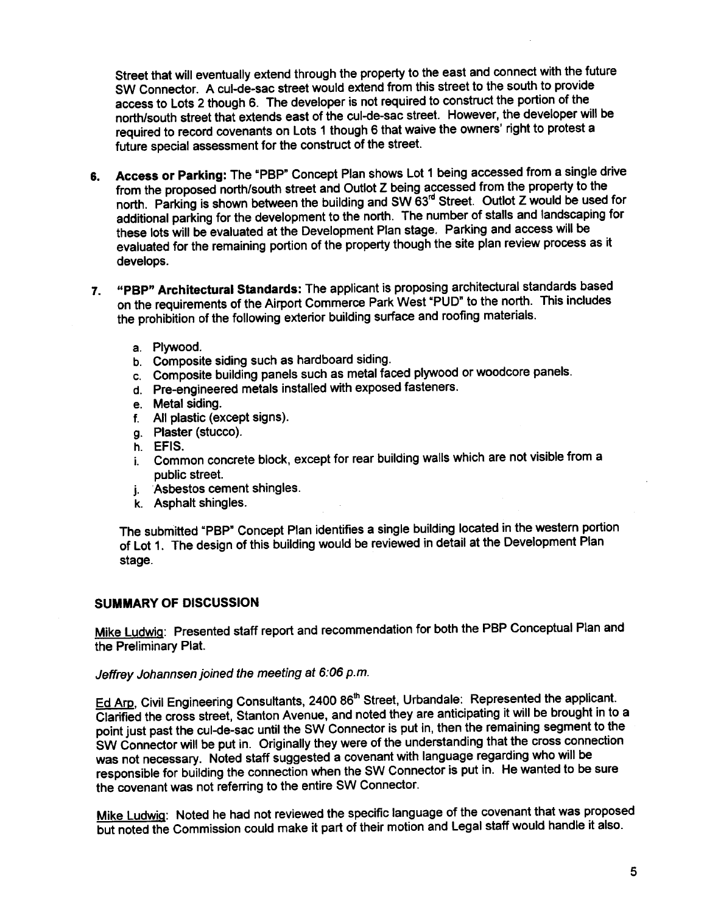Street that will eventually extend through the property to the east and connect with the future SW Connector. A cul-de-sac street would extend from this street to the south to provide access to Lots 2 though 6. The developer is not required to construct the portion of the north/south street that extends east of the cul-de-sac street. However, the developer will be required to record covenants on Lots 1 though 6 that waive the owners' right to protest a future special assessment for the construct of the street.

6. **Access or Parking:** The "PBP" Concept Plan shows Lot 1 being accessed from a single drive from the proposed north/south street and Outlot Z being accessed from the property to the north. Parking is shown between the building and SW 63rd Street. Outlot Z would be used for additional parking for the development to the north. The number of stalls and landscaping for these lots will be evaluated at the Development Plan stage. Parking and access will be evaluated for the remaining portion of the property though the site plan review process as it develops.

7. **"PBP" Architectural Standards:** The applicant is proposing architectural standards based on the requirements of the Airport Commerce Park West "PUD" to the north. This includes the prohibition of the following exterior building surface and roofing materials.

   a. Plywood.
   b. Composite siding such as hardboard siding.
   c. Composite building panels such as metal faced plywood or woodcore panels.
   d. Pre-engineered metals installed with exposed fasteners.
   e. Metal siding.
   f. All plastic (except signs).
   g. Plaster (stucco).
   h. EFIS.
   i. Common concrete block, except for rear building walls which are not visible from a public street.
   j. Asbestos cement shingles.
   k. Asphalt shingles.

   The submitted "PBP" Concept Plan identifies a single building located in the western portion of Lot 1. The design of this building would be reviewed in detail at the Development Plan stage.

## SUMMARY OF DISCUSSION

Mike Ludwig: Presented staff report and recommendation for both the PBP Conceptual Plan and the Preliminary Plat.

*Jeffrey Johannsen joined the meeting at 6:06 p.m.*

Ed Arp, Civil Engineering Consultants, 2400 86th Street, Urbandale: Represented the applicant. Clarified the cross street, Stanton Avenue, and noted they are anticipating it will be brought in to a point just past the cul-de-sac until the SW Connector is put in, then the remaining segment to the SW Connector will be put in. Originally they were of the understanding that the cross connection was not necessary. Noted staff suggested a covenant with language regarding who will be responsible for building the connection when the SW Connector is put in. He wanted to be sure the covenant was not referring to the entire SW Connector.

Mike Ludwig: Noted he had not reviewed the specific language of the covenant that was proposed but noted the Commission could make it part of their motion and Legal staff would handle it also.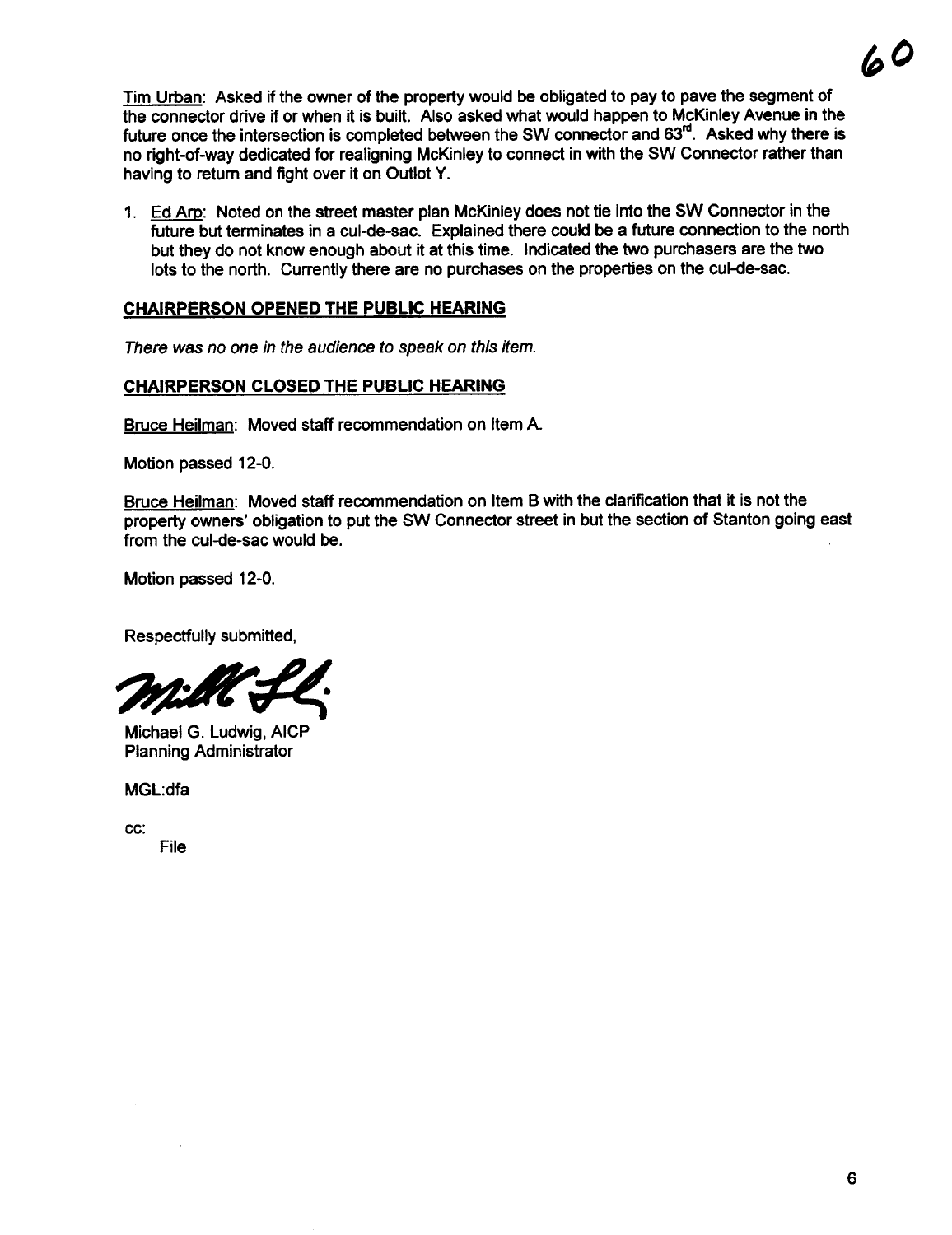Tim Urban: Asked if the owner of the property would be obligated to pay to pave the segment of the connector drive if or when it is built. Also asked what would happen to McKinley Avenue in the future once the intersection is completed between the SW connector and 63rd. Asked why there is no right-of-way dedicated for realigning McKinley to connect in with the SW Connector rather than having to return and fight over it on Outlot Y.

1. Ed Arp: Noted on the street master plan McKinley does not tie into the SW Connector in the future but terminates in a cul-de-sac. Explained there could be a future connection to the north but they do not know enough about it at this time. Indicated the two purchasers are the two lots to the north. Currently there are no purchases on the properties on the cul-de-sac.

**CHAIRPERSON OPENED THE PUBLIC HEARING**

*There was no one in the audience to speak on this item.*

**CHAIRPERSON CLOSED THE PUBLIC HEARING**

Bruce Heilman: Moved staff recommendation on Item A.

Motion passed 12-0.

Bruce Heilman: Moved staff recommendation on Item B with the clarification that it is not the property owners' obligation to put the SW Connector street in but the section of Stanton going east from the cul-de-sac would be.

Motion passed 12-0.

Respectfully submitted,

Michael G. Ludwig, AICP
Planning Administrator

MGL:dfa

cc:
File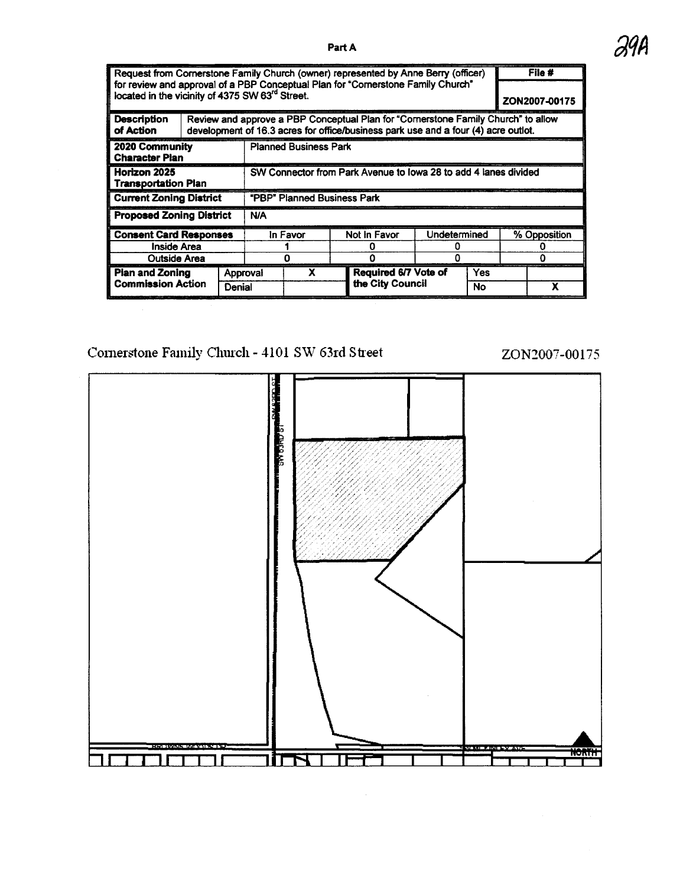Part A

29A

| Request from Cornerstone Family Church (owner) represented by Anne Berry (officer) for review and approval of a PBP Conceptual Plan for "Cornerstone Family Church" located in the vicinity of 4375 SW 63rd Street. | | | | | | | File # ZON2007-00175 |
|---|---|---|---|---|---|---|---|
| **Description of Action** | Review and approve a PBP Conceptual Plan for "Cornerstone Family Church" to allow development of 16.3 acres for office/business park use and a four (4) acre outlot. | | | | | | |
| **2020 Community Character Plan** | Planned Business Park | | | | | | |
| **Horizon 2025 Transportation Plan** | SW Connector from Park Avenue to Iowa 28 to add 4 lanes divided | | | | | | |
| **Current Zoning District** | "PBP" Planned Business Park | | | | | | |
| **Proposed Zoning District** | N/A | | | | | | |
| **Consent Card Responses** | In Favor | | Not In Favor | Undetermined | | % Opposition | |
| Inside Area | 1 | | 0 | 0 | | 0 | |
| Outside Area | 0 | | 0 | 0 | | 0 | |
| **Plan and Zoning Commission Action** | Approval | X | **Required 6/7 Vote of the City Council** | Yes | | | |
| | Denial | | | No | | X | |

Cornerstone Family Church - 4101 SW 63rd Street

ZON2007-00175

NORTH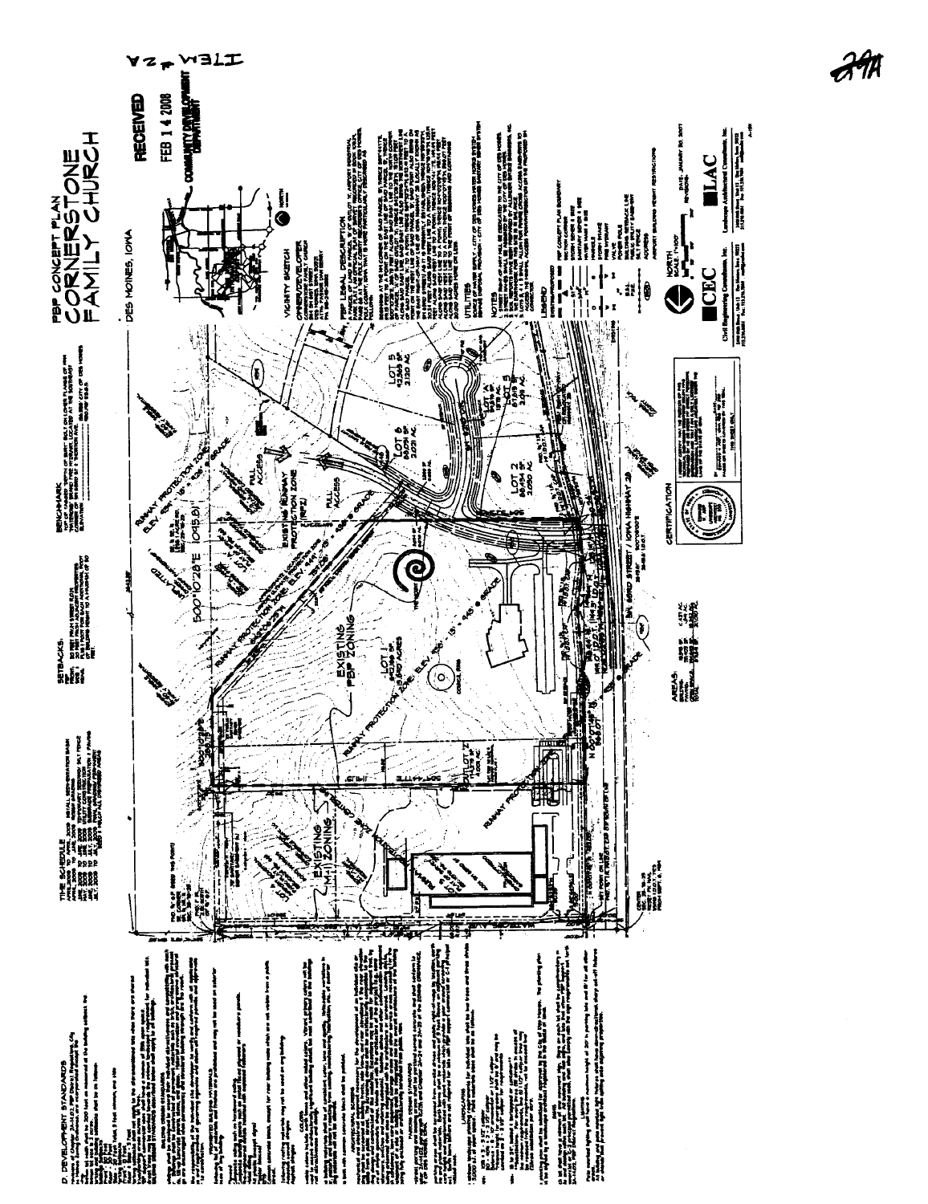# PBP CONCEPT PLAN
# CORNERSTONE FAMILY CHURCH

DES MOINES, IOWA

ITEM 24

RECEIVED
FEB 14 2008
COMMUNITY DEVELOPMENT DEPARTMENT

VICINITY SKETCH

OWNER/DEVELOPER

PBP LEGAL DESCRIPTION

UTILITIES

NOTES

LEGEND

NORTH
SCALE: 1"=100'

CEC
Civil Engineering Consultants, Inc.

LAC
Landscape Architectural Consultants, Inc.

DATE: JANUARY 30, 2007

BENCHMARK

SETBACKS

TIME SCHEDULE

D. DEVELOPMENT STANDARDS

LOT 1
EXISTING PBP ZONING

EXISTING M-1 ZONING

LOT 2

LOT 3

LOT 4

LOT 5

LOT 6

OUTLOT Z

RUNWAY PROTECTION ZONE

EXISTING RUNWAY PROTECTION ZONE (RPZ)

FULL ACCESS

S00°10'28"E 1045.01'

SW 63RD STREET / IOWA HIGHWAY 28

CERTIFICATION

AREAS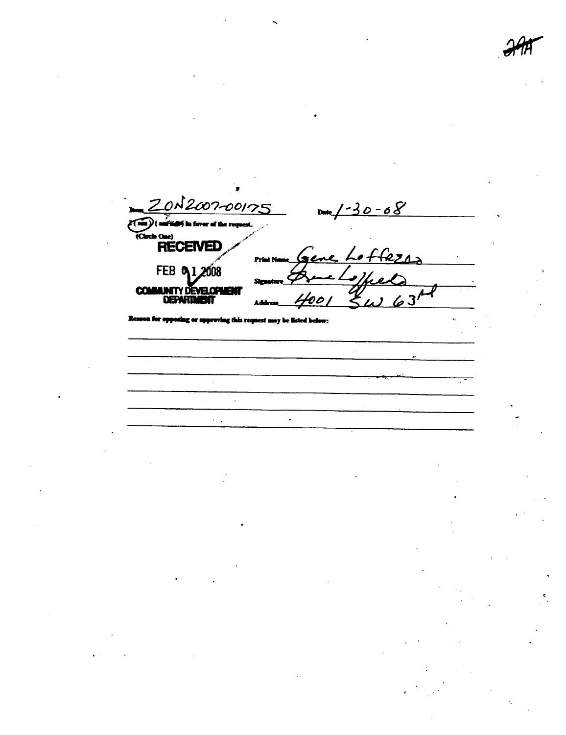Item ZON2007-00175

Date 1-30-08

I (am) (am not) in favor of the request.
(Circle One)

**RECEIVED**

FEB 01 2008

**COMMUNITY DEVELOPMENT DEPARTMENT**

Print Name Gene Lofferdo

Signature Gene Lofferdo

Address 4001 SW 63rd

Reason for opposing or approving this request may be listed below: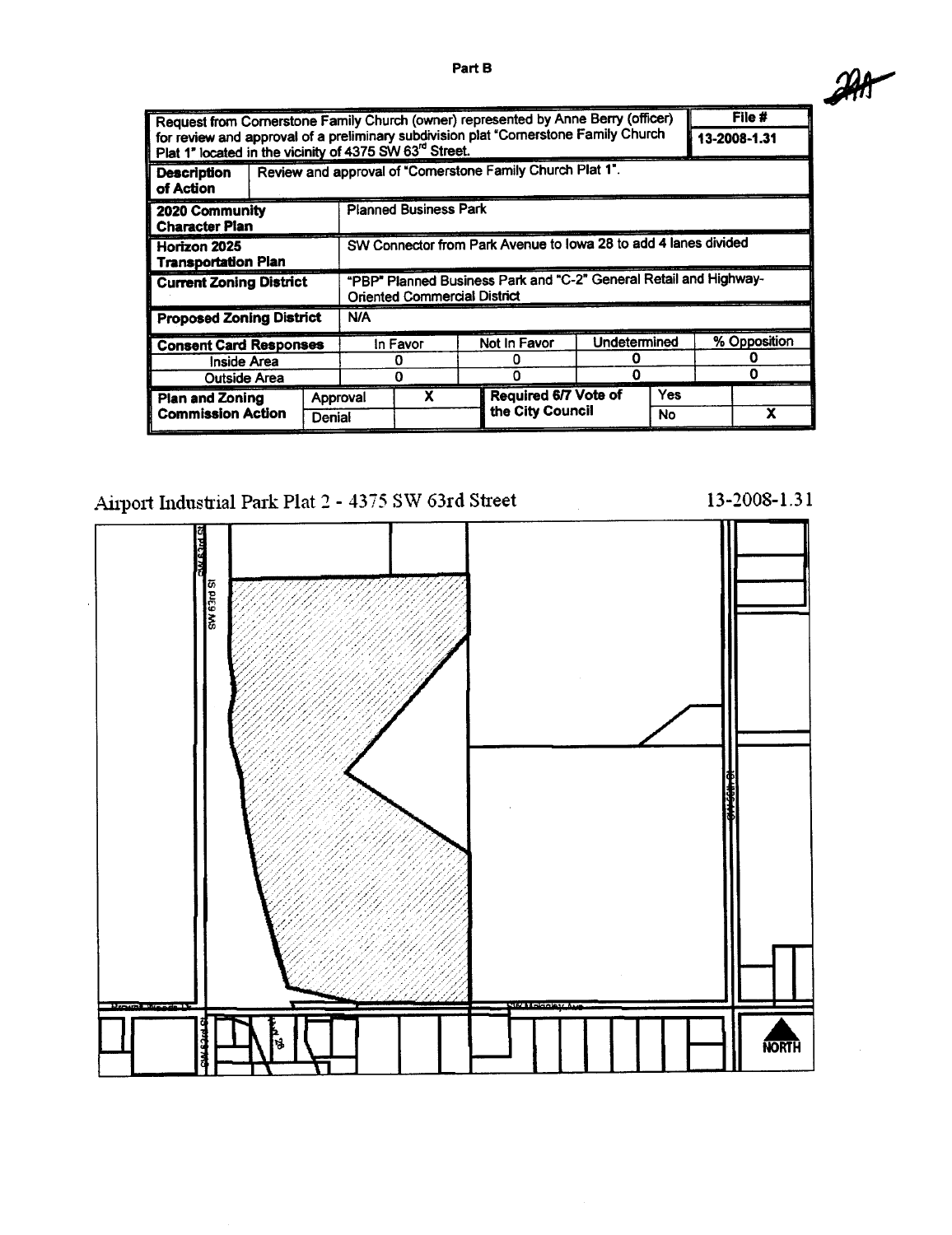Part B

| Request from Cornerstone Family Church (owner) represented by Anne Berry (officer) for review and approval of a preliminary subdivision plat "Cornerstone Family Church Plat 1" located in the vicinity of 4375 SW 63rd Street. | | | | | | | File # 13-2008-1.31 |
|---|---|---|---|---|---|---|---|
| **Description of Action** | Review and approval of "Cornerstone Family Church Plat 1". | | | | | | |
| **2020 Community Character Plan** | Planned Business Park | | | | | | |
| **Horizon 2025 Transportation Plan** | SW Connector from Park Avenue to Iowa 28 to add 4 lanes divided | | | | | | |
| **Current Zoning District** | "PBP" Planned Business Park and "C-2" General Retail and Highway-Oriented Commercial District | | | | | | |
| **Proposed Zoning District** | N/A | | | | | | |
| **Consent Card Responses** | | In Favor | Not In Favor | Undetermined | | % Opposition | |
| Inside Area | | 0 | 0 | 0 | | 0 | |
| Outside Area | | 0 | 0 | 0 | | 0 | |
| **Plan and Zoning Commission Action** | Approval | X | Required 6/7 Vote of the City Council | Yes | | | |
| | Denial | | | No | | X | |

Airport Industrial Park Plat 2 - 4375 SW 63rd Street

13-2008-1.31

SW 63rd St

SW 56th St

SW Millpond Ave

NORTH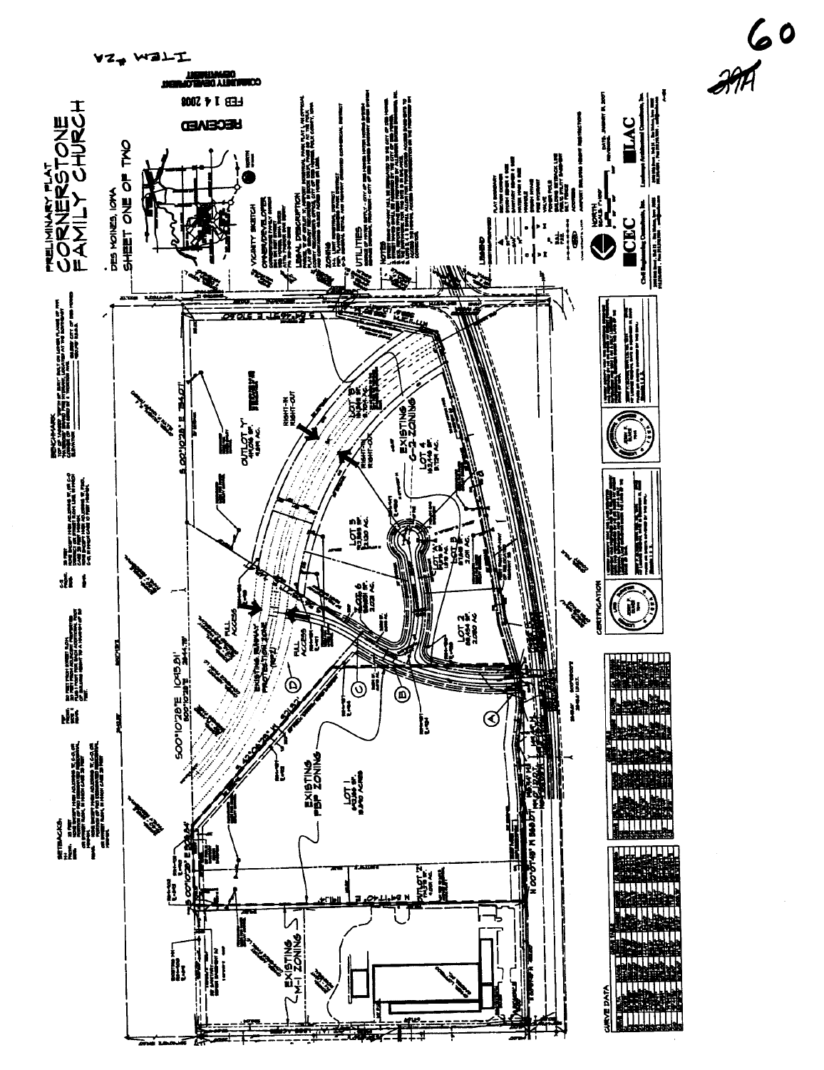60

PRELIMINARY PLAT
CORNERSTONE FAMILY CHURCH

DES MOINES, IOWA
SHEET ONE OF TWO

RECEIVED
FEB 14 2008
COMMUNITY DEVELOPMENT DEPARTMENT

ITEM #2A

VICINITY SKETCH

OWNER/DEVELOPER

LEGAL DESCRIPTION

ZONING

UTILITIES

NOTES

LEGEND

BENCHMARK

SETBACKS

EXISTING C-2 ZONING

EXISTING PBP ZONING

EXISTING M-1 ZONING

EXISTING RUNWAY PROTECTION ZONE (RPZ)

OUTLOT 'Y'

OUTLOT 'Z'

LOT 1

LOT 2

LOT 3

LOT 4

LOT 5

LOT 6

LOT A

LOT B

RIGHT-IN RIGHT-OUT

FULL ACCESS

S 00°10'28" E 1015.81'

N 00°07'48" W

CERTIFICATION

CURVE DATA

NORTH

CEC

LAC